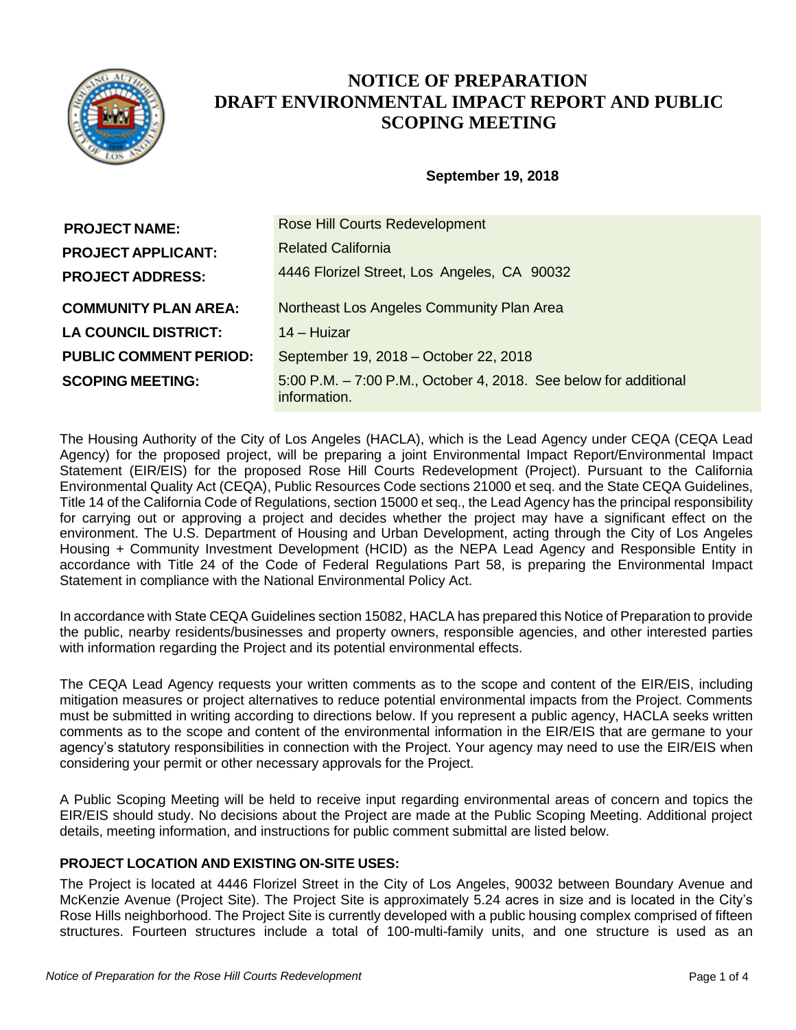# NOTICE OF PREPARATION DRAFT ENVIRONMENTAL IMPACT REPORT AND PUBLIC SCOPING MEETING

**September 19, 2018**

| | |
|---|---|
| **PROJECT NAME:** | Rose Hill Courts Redevelopment |
| **PROJECT APPLICANT:** | Related California |
| **PROJECT ADDRESS:** | 4446 Florizel Street, Los Angeles, CA 90032 |
| **COMMUNITY PLAN AREA:** | Northeast Los Angeles Community Plan Area |
| **LA COUNCIL DISTRICT:** | 14 – Huizar |
| **PUBLIC COMMENT PERIOD:** | September 19, 2018 – October 22, 2018 |
| **SCOPING MEETING:** | 5:00 P.M. – 7:00 P.M., October 4, 2018. See below for additional information. |

The Housing Authority of the City of Los Angeles (HACLA), which is the Lead Agency under CEQA (CEQA Lead Agency) for the proposed project, will be preparing a joint Environmental Impact Report/Environmental Impact Statement (EIR/EIS) for the proposed Rose Hill Courts Redevelopment (Project). Pursuant to the California Environmental Quality Act (CEQA), Public Resources Code sections 21000 et seq. and the State CEQA Guidelines, Title 14 of the California Code of Regulations, section 15000 et seq., the Lead Agency has the principal responsibility for carrying out or approving a project and decides whether the project may have a significant effect on the environment. The U.S. Department of Housing and Urban Development, acting through the City of Los Angeles Housing + Community Investment Development (HCID) as the NEPA Lead Agency and Responsible Entity in accordance with Title 24 of the Code of Federal Regulations Part 58, is preparing the Environmental Impact Statement in compliance with the National Environmental Policy Act.

In accordance with State CEQA Guidelines section 15082, HACLA has prepared this Notice of Preparation to provide the public, nearby residents/businesses and property owners, responsible agencies, and other interested parties with information regarding the Project and its potential environmental effects.

The CEQA Lead Agency requests your written comments as to the scope and content of the EIR/EIS, including mitigation measures or project alternatives to reduce potential environmental impacts from the Project. Comments must be submitted in writing according to directions below. If you represent a public agency, HACLA seeks written comments as to the scope and content of the environmental information in the EIR/EIS that are germane to your agency's statutory responsibilities in connection with the Project. Your agency may need to use the EIR/EIS when considering your permit or other necessary approvals for the Project.

A Public Scoping Meeting will be held to receive input regarding environmental areas of concern and topics the EIR/EIS should study. No decisions about the Project are made at the Public Scoping Meeting. Additional project details, meeting information, and instructions for public comment submittal are listed below.

**PROJECT LOCATION AND EXISTING ON-SITE USES:**

The Project is located at 4446 Florizel Street in the City of Los Angeles, 90032 between Boundary Avenue and McKenzie Avenue (Project Site). The Project Site is approximately 5.24 acres in size and is located in the City's Rose Hills neighborhood. The Project Site is currently developed with a public housing complex comprised of fifteen structures. Fourteen structures include a total of 100-multi-family units, and one structure is used as an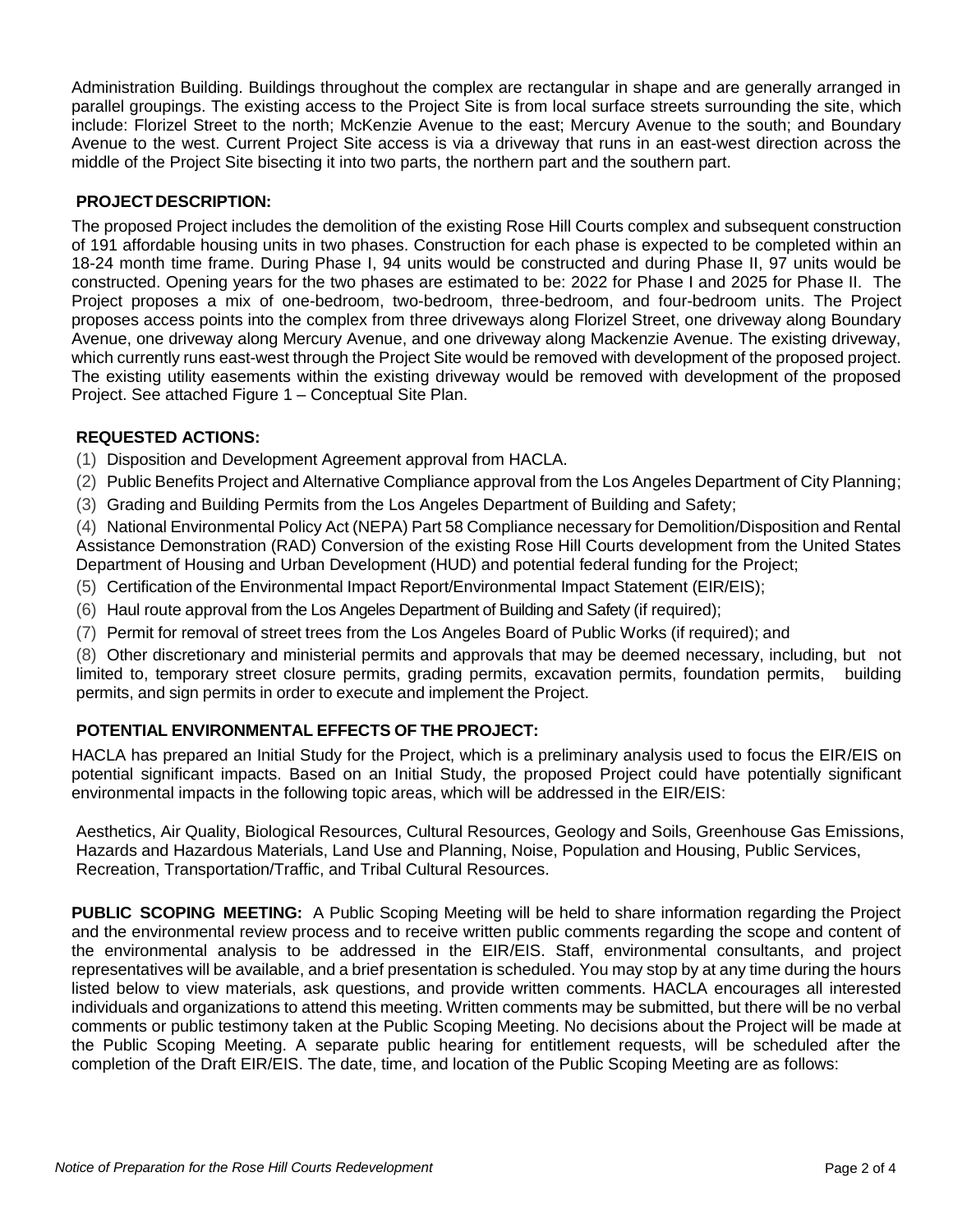Administration Building. Buildings throughout the complex are rectangular in shape and are generally arranged in parallel groupings. The existing access to the Project Site is from local surface streets surrounding the site, which include: Florizel Street to the north; McKenzie Avenue to the east; Mercury Avenue to the south; and Boundary Avenue to the west. Current Project Site access is via a driveway that runs in an east-west direction across the middle of the Project Site bisecting it into two parts, the northern part and the southern part.

**PROJECT DESCRIPTION:**

The proposed Project includes the demolition of the existing Rose Hill Courts complex and subsequent construction of 191 affordable housing units in two phases. Construction for each phase is expected to be completed within an 18-24 month time frame. During Phase I, 94 units would be constructed and during Phase II, 97 units would be constructed. Opening years for the two phases are estimated to be: 2022 for Phase I and 2025 for Phase II. The Project proposes a mix of one-bedroom, two-bedroom, three-bedroom, and four-bedroom units. The Project proposes access points into the complex from three driveways along Florizel Street, one driveway along Boundary Avenue, one driveway along Mercury Avenue, and one driveway along Mackenzie Avenue. The existing driveway, which currently runs east-west through the Project Site would be removed with development of the proposed project. The existing utility easements within the existing driveway would be removed with development of the proposed Project. See attached Figure 1 – Conceptual Site Plan.

**REQUESTED ACTIONS:**

(1) Disposition and Development Agreement approval from HACLA.

(2) Public Benefits Project and Alternative Compliance approval from the Los Angeles Department of City Planning;

(3) Grading and Building Permits from the Los Angeles Department of Building and Safety;

(4) National Environmental Policy Act (NEPA) Part 58 Compliance necessary for Demolition/Disposition and Rental Assistance Demonstration (RAD) Conversion of the existing Rose Hill Courts development from the United States Department of Housing and Urban Development (HUD) and potential federal funding for the Project;

(5) Certification of the Environmental Impact Report/Environmental Impact Statement (EIR/EIS);

(6) Haul route approval from the Los Angeles Department of Building and Safety (if required);

(7) Permit for removal of street trees from the Los Angeles Board of Public Works (if required); and

(8) Other discretionary and ministerial permits and approvals that may be deemed necessary, including, but not limited to, temporary street closure permits, grading permits, excavation permits, foundation permits, building permits, and sign permits in order to execute and implement the Project.

**POTENTIAL ENVIRONMENTAL EFFECTS OF THE PROJECT:**

HACLA has prepared an Initial Study for the Project, which is a preliminary analysis used to focus the EIR/EIS on potential significant impacts. Based on an Initial Study, the proposed Project could have potentially significant environmental impacts in the following topic areas, which will be addressed in the EIR/EIS:

Aesthetics, Air Quality, Biological Resources, Cultural Resources, Geology and Soils, Greenhouse Gas Emissions, Hazards and Hazardous Materials, Land Use and Planning, Noise, Population and Housing, Public Services, Recreation, Transportation/Traffic, and Tribal Cultural Resources.

**PUBLIC SCOPING MEETING:** A Public Scoping Meeting will be held to share information regarding the Project and the environmental review process and to receive written public comments regarding the scope and content of the environmental analysis to be addressed in the EIR/EIS. Staff, environmental consultants, and project representatives will be available, and a brief presentation is scheduled. You may stop by at any time during the hours listed below to view materials, ask questions, and provide written comments. HACLA encourages all interested individuals and organizations to attend this meeting. Written comments may be submitted, but there will be no verbal comments or public testimony taken at the Public Scoping Meeting. No decisions about the Project will be made at the Public Scoping Meeting. A separate public hearing for entitlement requests, will be scheduled after the completion of the Draft EIR/EIS. The date, time, and location of the Public Scoping Meeting are as follows: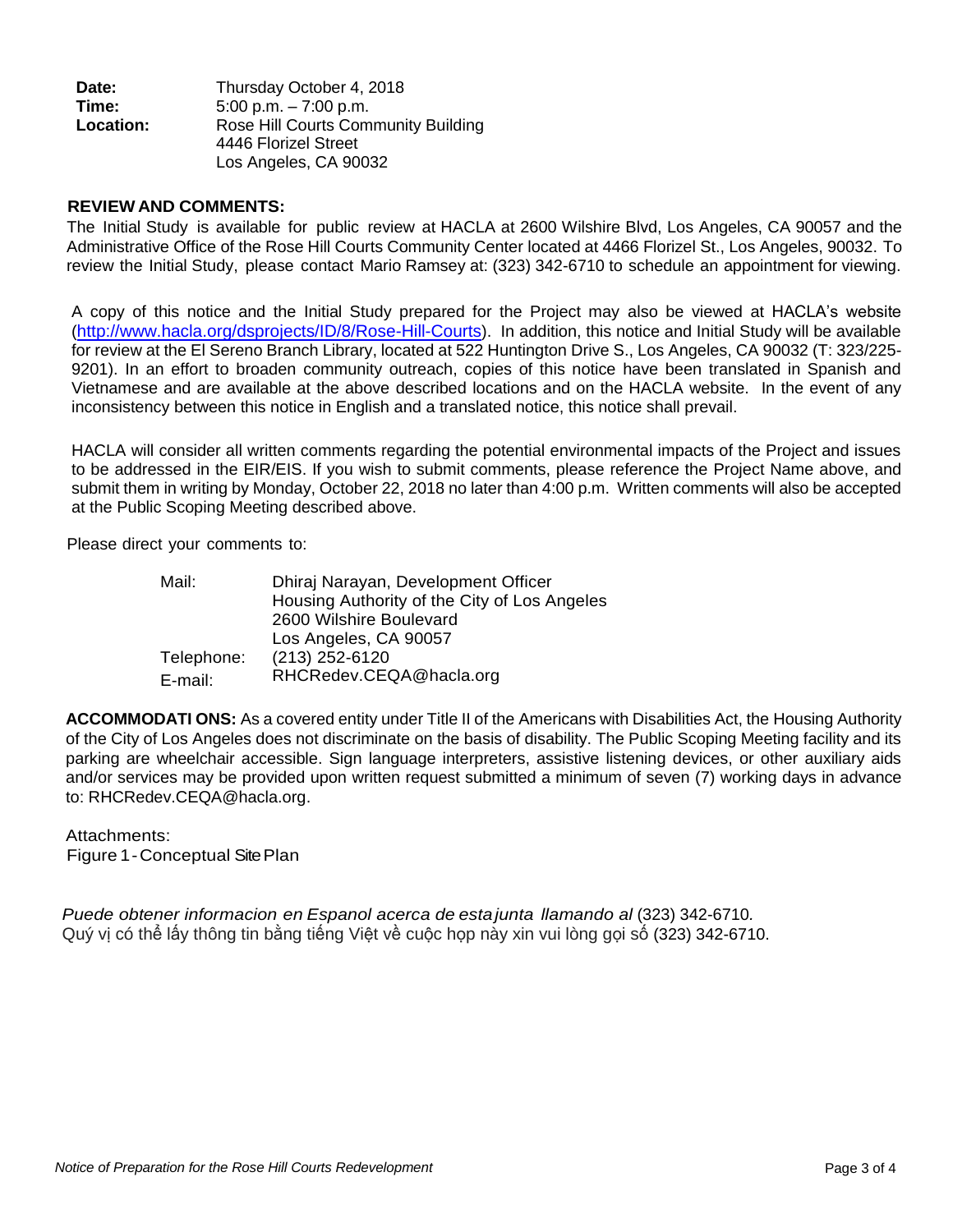| | |
|---|---|
| **Date:** | Thursday October 4, 2018 |
| **Time:** | 5:00 p.m. – 7:00 p.m. |
| **Location:** | Rose Hill Courts Community Building<br>4446 Florizel Street<br>Los Angeles, CA 90032 |

**REVIEW AND COMMENTS:**

The Initial Study is available for public review at HACLA at 2600 Wilshire Blvd, Los Angeles, CA 90057 and the Administrative Office of the Rose Hill Courts Community Center located at 4466 Florizel St., Los Angeles, 90032. To review the Initial Study, please contact Mario Ramsey at: (323) 342-6710 to schedule an appointment for viewing.

A copy of this notice and the Initial Study prepared for the Project may also be viewed at HACLA's website (http://www.hacla.org/dsprojects/ID/8/Rose-Hill-Courts). In addition, this notice and Initial Study will be available for review at the El Sereno Branch Library, located at 522 Huntington Drive S., Los Angeles, CA 90032 (T: 323/225-9201). In an effort to broaden community outreach, copies of this notice have been translated in Spanish and Vietnamese and are available at the above described locations and on the HACLA website. In the event of any inconsistency between this notice in English and a translated notice, this notice shall prevail.

HACLA will consider all written comments regarding the potential environmental impacts of the Project and issues to be addressed in the EIR/EIS. If you wish to submit comments, please reference the Project Name above, and submit them in writing by Monday, October 22, 2018 no later than 4:00 p.m. Written comments will also be accepted at the Public Scoping Meeting described above.

Please direct your comments to:

| | |
|---|---|
| Mail: | Dhiraj Narayan, Development Officer<br>Housing Authority of the City of Los Angeles<br>2600 Wilshire Boulevard<br>Los Angeles, CA 90057 |
| Telephone: | (213) 252-6120 |
| E-mail: | RHCRedev.CEQA@hacla.org |

**ACCOMMODATIONS:** As a covered entity under Title II of the Americans with Disabilities Act, the Housing Authority of the City of Los Angeles does not discriminate on the basis of disability. The Public Scoping Meeting facility and its parking are wheelchair accessible. Sign language interpreters, assistive listening devices, or other auxiliary aids and/or services may be provided upon written request submitted a minimum of seven (7) working days in advance to: RHCRedev.CEQA@hacla.org.

Attachments:
Figure 1 - Conceptual Site Plan

*Puede obtener informacion en Espanol acerca de esta junta llamando al* (323) 342-6710.
Quý vị có thể lấy thông tin bằng tiếng Việt về cuộc họp này xin vui lòng gọi số (323) 342-6710.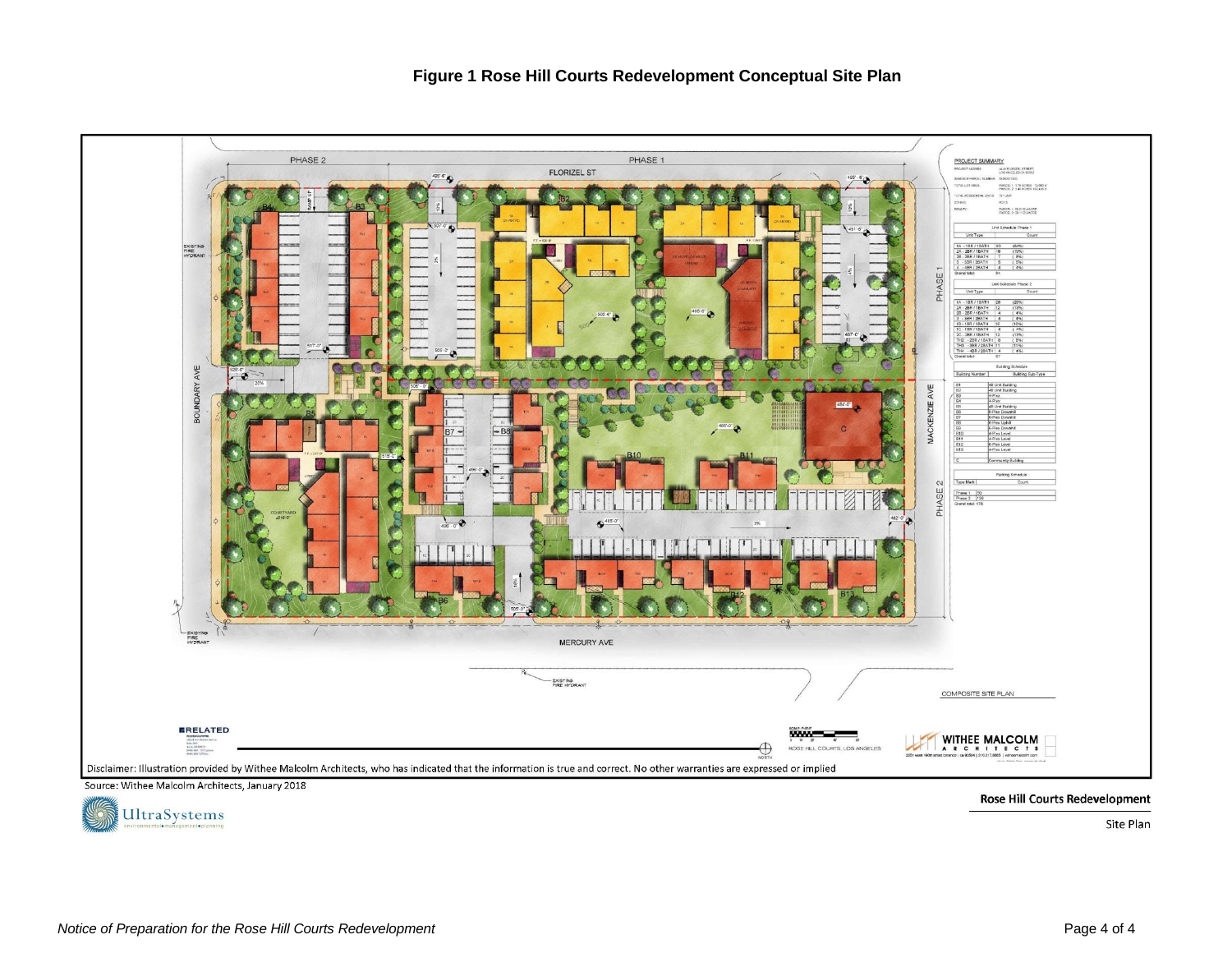**Figure 1 Rose Hill Courts Redevelopment Conceptual Site Plan**

PHASE 2

PHASE 1

FLORIZEL ST

BOUNDARY AVE

MACKENZIE AVE

MERCURY AVE

EXISTING FIRE HYDRANT

COMPOSITE SITE PLAN

ROSE HILL COURTS, LOS ANGELES

RELATED

WITHEE MALCOLM ARCHITECTS

Disclaimer: Illustration provided by Withee Malcolm Architects, who has indicated that the information is true and correct. No other warranties are expressed or implied

Source: Withee Malcolm Architects, January 2018

Rose Hill Courts Redevelopment

Site Plan

*Notice of Preparation for the Rose Hill Courts Redevelopment*